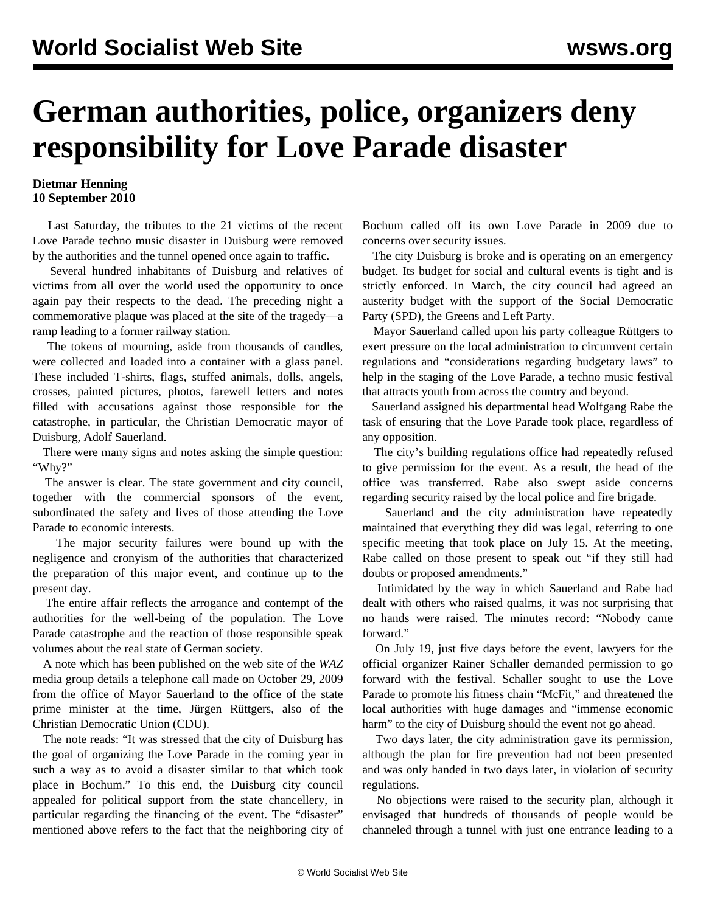# German authorities, police, organizers deny responsibility for Love Parade disaster

**Dietmar Henning**
**10 September 2010**

Last Saturday, the tributes to the 21 victims of the recent Love Parade techno music disaster in Duisburg were removed by the authorities and the tunnel opened once again to traffic.

Several hundred inhabitants of Duisburg and relatives of victims from all over the world used the opportunity to once again pay their respects to the dead. The preceding night a commemorative plaque was placed at the site of the tragedy—a ramp leading to a former railway station.

The tokens of mourning, aside from thousands of candles, were collected and loaded into a container with a glass panel. These included T-shirts, flags, stuffed animals, dolls, angels, crosses, painted pictures, photos, farewell letters and notes filled with accusations against those responsible for the catastrophe, in particular, the Christian Democratic mayor of Duisburg, Adolf Sauerland.

There were many signs and notes asking the simple question: "Why?"

The answer is clear. The state government and city council, together with the commercial sponsors of the event, subordinated the safety and lives of those attending the Love Parade to economic interests.

The major security failures were bound up with the negligence and cronyism of the authorities that characterized the preparation of this major event, and continue up to the present day.

The entire affair reflects the arrogance and contempt of the authorities for the well-being of the population. The Love Parade catastrophe and the reaction of those responsible speak volumes about the real state of German society.

A note which has been published on the web site of the *WAZ* media group details a telephone call made on October 29, 2009 from the office of Mayor Sauerland to the office of the state prime minister at the time, Jürgen Rüttgers, also of the Christian Democratic Union (CDU).

The note reads: "It was stressed that the city of Duisburg has the goal of organizing the Love Parade in the coming year in such a way as to avoid a disaster similar to that which took place in Bochum." To this end, the Duisburg city council appealed for political support from the state chancellery, in particular regarding the financing of the event. The "disaster" mentioned above refers to the fact that the neighboring city of Bochum called off its own Love Parade in 2009 due to concerns over security issues.

The city Duisburg is broke and is operating on an emergency budget. Its budget for social and cultural events is tight and is strictly enforced. In March, the city council had agreed an austerity budget with the support of the Social Democratic Party (SPD), the Greens and Left Party.

Mayor Sauerland called upon his party colleague Rüttgers to exert pressure on the local administration to circumvent certain regulations and "considerations regarding budgetary laws" to help in the staging of the Love Parade, a techno music festival that attracts youth from across the country and beyond.

Sauerland assigned his departmental head Wolfgang Rabe the task of ensuring that the Love Parade took place, regardless of any opposition.

The city's building regulations office had repeatedly refused to give permission for the event. As a result, the head of the office was transferred. Rabe also swept aside concerns regarding security raised by the local police and fire brigade.

Sauerland and the city administration have repeatedly maintained that everything they did was legal, referring to one specific meeting that took place on July 15. At the meeting, Rabe called on those present to speak out "if they still had doubts or proposed amendments."

Intimidated by the way in which Sauerland and Rabe had dealt with others who raised qualms, it was not surprising that no hands were raised. The minutes record: "Nobody came forward."

On July 19, just five days before the event, lawyers for the official organizer Rainer Schaller demanded permission to go forward with the festival. Schaller sought to use the Love Parade to promote his fitness chain "McFit," and threatened the local authorities with huge damages and "immense economic harm" to the city of Duisburg should the event not go ahead.

Two days later, the city administration gave its permission, although the plan for fire prevention had not been presented and was only handed in two days later, in violation of security regulations.

No objections were raised to the security plan, although it envisaged that hundreds of thousands of people would be channeled through a tunnel with just one entrance leading to a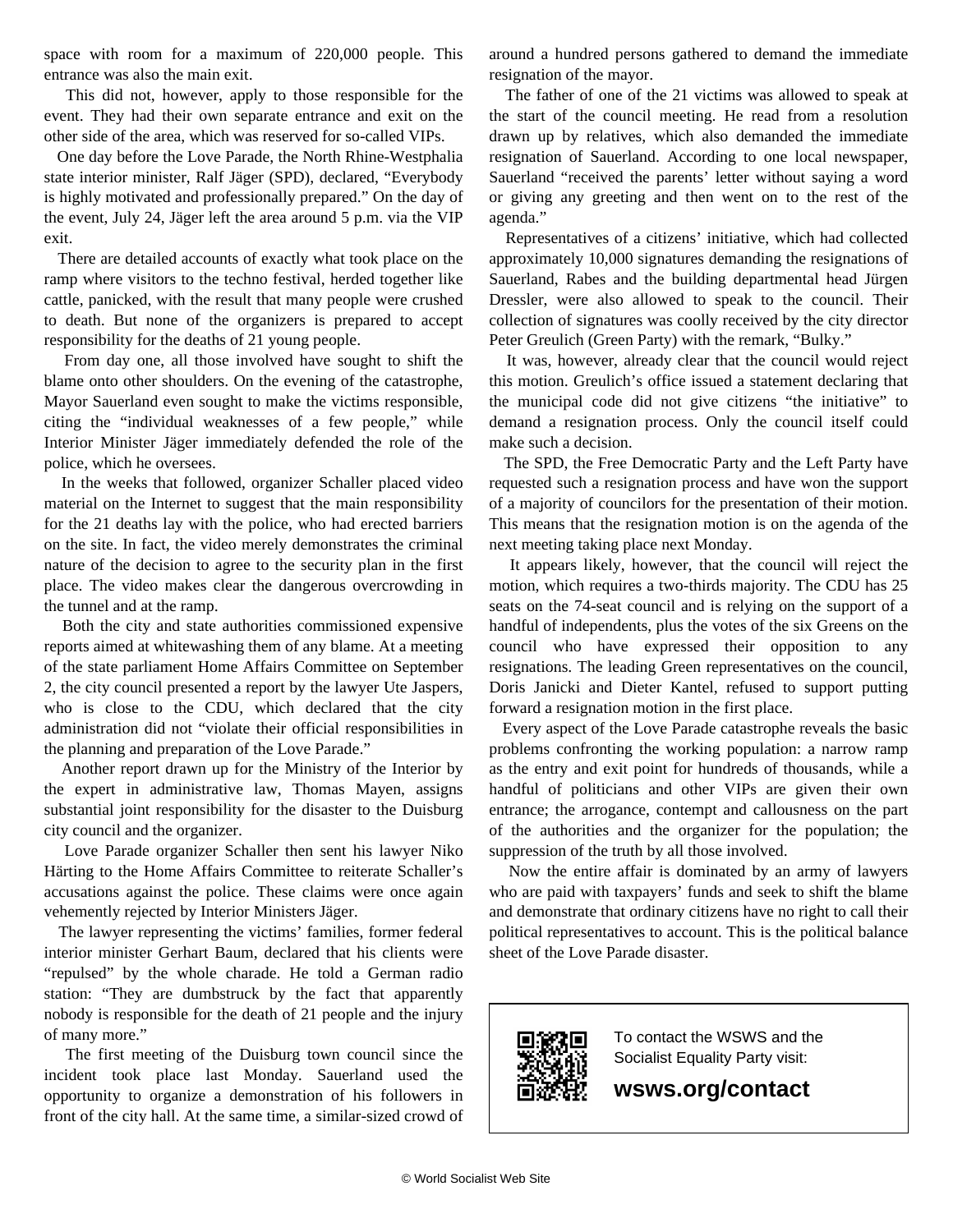space with room for a maximum of 220,000 people. This entrance was also the main exit.

This did not, however, apply to those responsible for the event. They had their own separate entrance and exit on the other side of the area, which was reserved for so-called VIPs.

One day before the Love Parade, the North Rhine-Westphalia state interior minister, Ralf Jäger (SPD), declared, "Everybody is highly motivated and professionally prepared." On the day of the event, July 24, Jäger left the area around 5 p.m. via the VIP exit.

There are detailed accounts of exactly what took place on the ramp where visitors to the techno festival, herded together like cattle, panicked, with the result that many people were crushed to death. But none of the organizers is prepared to accept responsibility for the deaths of 21 young people.

From day one, all those involved have sought to shift the blame onto other shoulders. On the evening of the catastrophe, Mayor Sauerland even sought to make the victims responsible, citing the "individual weaknesses of a few people," while Interior Minister Jäger immediately defended the role of the police, which he oversees.

In the weeks that followed, organizer Schaller placed video material on the Internet to suggest that the main responsibility for the 21 deaths lay with the police, who had erected barriers on the site. In fact, the video merely demonstrates the criminal nature of the decision to agree to the security plan in the first place. The video makes clear the dangerous overcrowding in the tunnel and at the ramp.

Both the city and state authorities commissioned expensive reports aimed at whitewashing them of any blame. At a meeting of the state parliament Home Affairs Committee on September 2, the city council presented a report by the lawyer Ute Jaspers, who is close to the CDU, which declared that the city administration did not "violate their official responsibilities in the planning and preparation of the Love Parade."

Another report drawn up for the Ministry of the Interior by the expert in administrative law, Thomas Mayen, assigns substantial joint responsibility for the disaster to the Duisburg city council and the organizer.

Love Parade organizer Schaller then sent his lawyer Niko Härting to the Home Affairs Committee to reiterate Schaller's accusations against the police. These claims were once again vehemently rejected by Interior Ministers Jäger.

The lawyer representing the victims' families, former federal interior minister Gerhart Baum, declared that his clients were "repulsed" by the whole charade. He told a German radio station: "They are dumbstruck by the fact that apparently nobody is responsible for the death of 21 people and the injury of many more."

The first meeting of the Duisburg town council since the incident took place last Monday. Sauerland used the opportunity to organize a demonstration of his followers in front of the city hall. At the same time, a similar-sized crowd of around a hundred persons gathered to demand the immediate resignation of the mayor.

The father of one of the 21 victims was allowed to speak at the start of the council meeting. He read from a resolution drawn up by relatives, which also demanded the immediate resignation of Sauerland. According to one local newspaper, Sauerland "received the parents' letter without saying a word or giving any greeting and then went on to the rest of the agenda."

Representatives of a citizens' initiative, which had collected approximately 10,000 signatures demanding the resignations of Sauerland, Rabes and the building departmental head Jürgen Dressler, were also allowed to speak to the council. Their collection of signatures was coolly received by the city director Peter Greulich (Green Party) with the remark, "Bulky."

It was, however, already clear that the council would reject this motion. Greulich's office issued a statement declaring that the municipal code did not give citizens "the initiative" to demand a resignation process. Only the council itself could make such a decision.

The SPD, the Free Democratic Party and the Left Party have requested such a resignation process and have won the support of a majority of councilors for the presentation of their motion. This means that the resignation motion is on the agenda of the next meeting taking place next Monday.

It appears likely, however, that the council will reject the motion, which requires a two-thirds majority. The CDU has 25 seats on the 74-seat council and is relying on the support of a handful of independents, plus the votes of the six Greens on the council who have expressed their opposition to any resignations. The leading Green representatives on the council, Doris Janicki and Dieter Kantel, refused to support putting forward a resignation motion in the first place.

Every aspect of the Love Parade catastrophe reveals the basic problems confronting the working population: a narrow ramp as the entry and exit point for hundreds of thousands, while a handful of politicians and other VIPs are given their own entrance; the arrogance, contempt and callousness on the part of the authorities and the organizer for the population; the suppression of the truth by all those involved.

Now the entire affair is dominated by an army of lawyers who are paid with taxpayers' funds and seek to shift the blame and demonstrate that ordinary citizens have no right to call their political representatives to account. This is the political balance sheet of the Love Parade disaster.

To contact the WSWS and the Socialist Equality Party visit:

**wsws.org/contact**